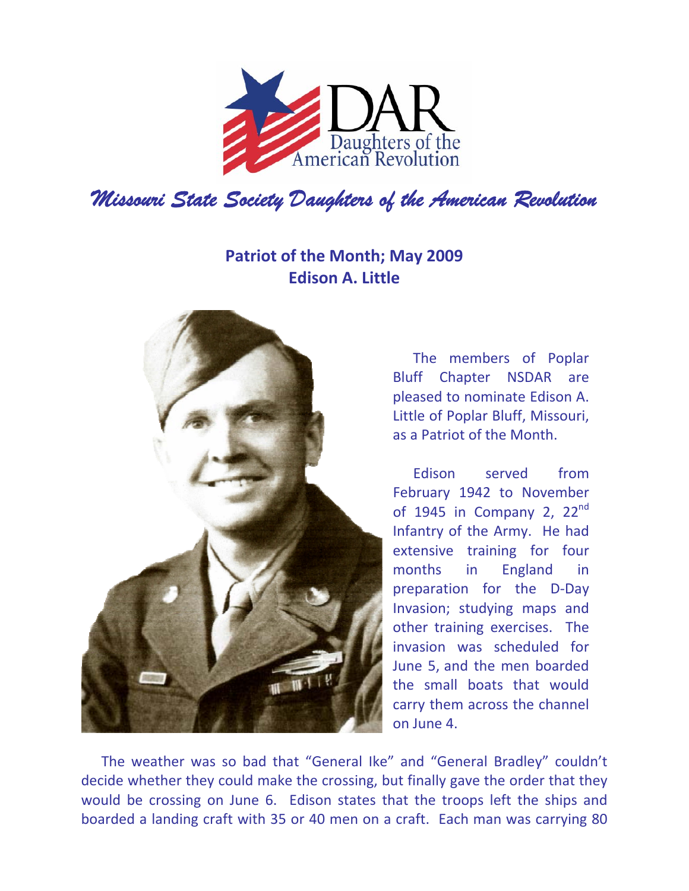*Missouri State Society Daughters of the American Revolution*

## Patriot of the Month; May 2009
## Edison A. Little

The members of Poplar Bluff Chapter NSDAR are pleased to nominate Edison A. Little of Poplar Bluff, Missouri, as a Patriot of the Month.

Edison served from February 1942 to November of 1945 in Company 2, 22nd Infantry of the Army. He had extensive training for four months in England in preparation for the D-Day Invasion; studying maps and other training exercises. The invasion was scheduled for June 5, and the men boarded the small boats that would carry them across the channel on June 4.

The weather was so bad that "General Ike" and "General Bradley" couldn't decide whether they could make the crossing, but finally gave the order that they would be crossing on June 6. Edison states that the troops left the ships and boarded a landing craft with 35 or 40 men on a craft. Each man was carrying 80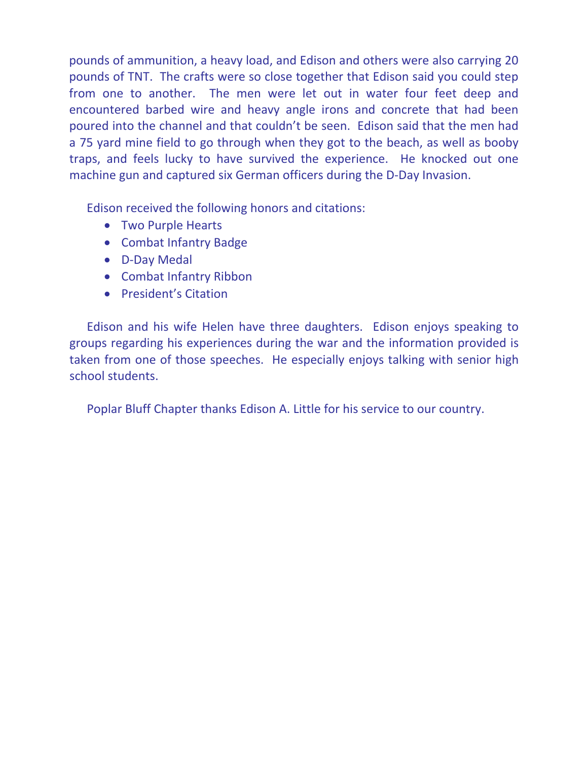pounds of ammunition, a heavy load, and Edison and others were also carrying 20 pounds of TNT. The crafts were so close together that Edison said you could step from one to another. The men were let out in water four feet deep and encountered barbed wire and heavy angle irons and concrete that had been poured into the channel and that couldn't be seen. Edison said that the men had a 75 yard mine field to go through when they got to the beach, as well as booby traps, and feels lucky to have survived the experience. He knocked out one machine gun and captured six German officers during the D-Day Invasion.

Edison received the following honors and citations:

- Two Purple Hearts
- Combat Infantry Badge
- D-Day Medal
- Combat Infantry Ribbon
- President's Citation

Edison and his wife Helen have three daughters. Edison enjoys speaking to groups regarding his experiences during the war and the information provided is taken from one of those speeches. He especially enjoys talking with senior high school students.

Poplar Bluff Chapter thanks Edison A. Little for his service to our country.